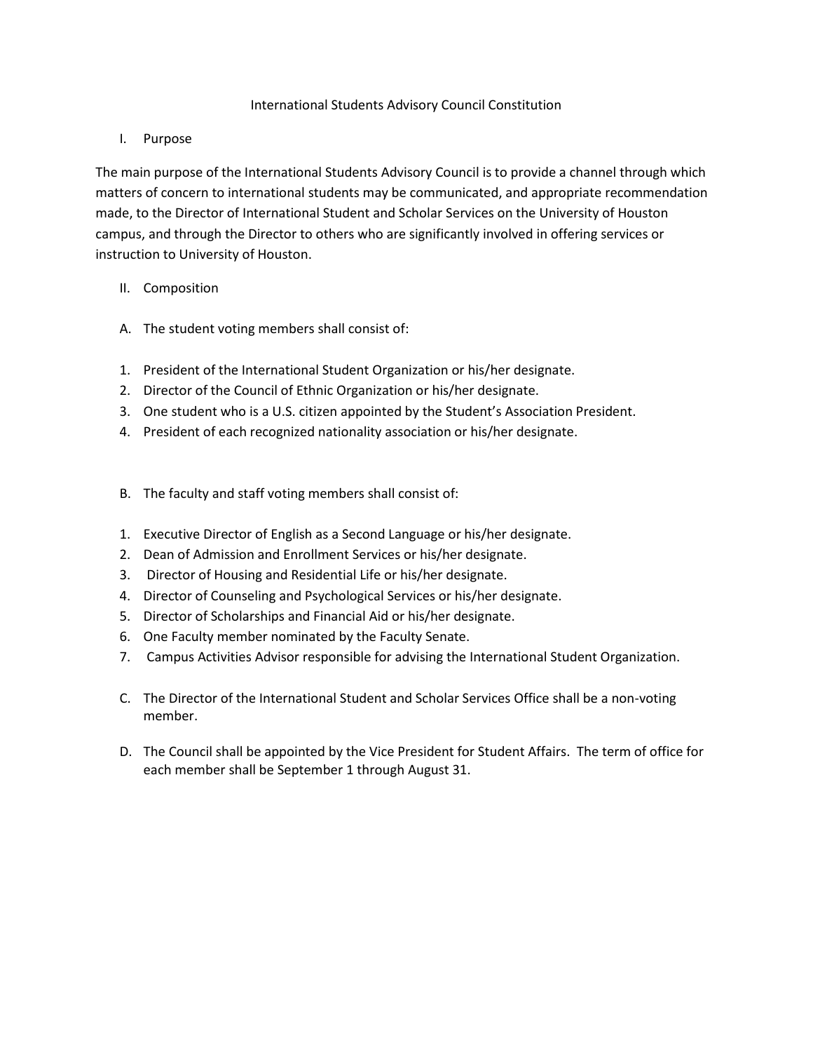# International Students Advisory Council Constitution

## I. Purpose

The main purpose of the International Students Advisory Council is to provide a channel through which matters of concern to international students may be communicated, and appropriate recommendation made, to the Director of International Student and Scholar Services on the University of Houston campus, and through the Director to others who are significantly involved in offering services or instruction to University of Houston.

## II. Composition

A. The student voting members shall consist of:

1. President of the International Student Organization or his/her designate.
2. Director of the Council of Ethnic Organization or his/her designate.
3. One student who is a U.S. citizen appointed by the Student's Association President.
4. President of each recognized nationality association or his/her designate.

B. The faculty and staff voting members shall consist of:

1. Executive Director of English as a Second Language or his/her designate.
2. Dean of Admission and Enrollment Services or his/her designate.
3. Director of Housing and Residential Life or his/her designate.
4. Director of Counseling and Psychological Services or his/her designate.
5. Director of Scholarships and Financial Aid or his/her designate.
6. One Faculty member nominated by the Faculty Senate.
7. Campus Activities Advisor responsible for advising the International Student Organization.

C. The Director of the International Student and Scholar Services Office shall be a non-voting member.

D. The Council shall be appointed by the Vice President for Student Affairs. The term of office for each member shall be September 1 through August 31.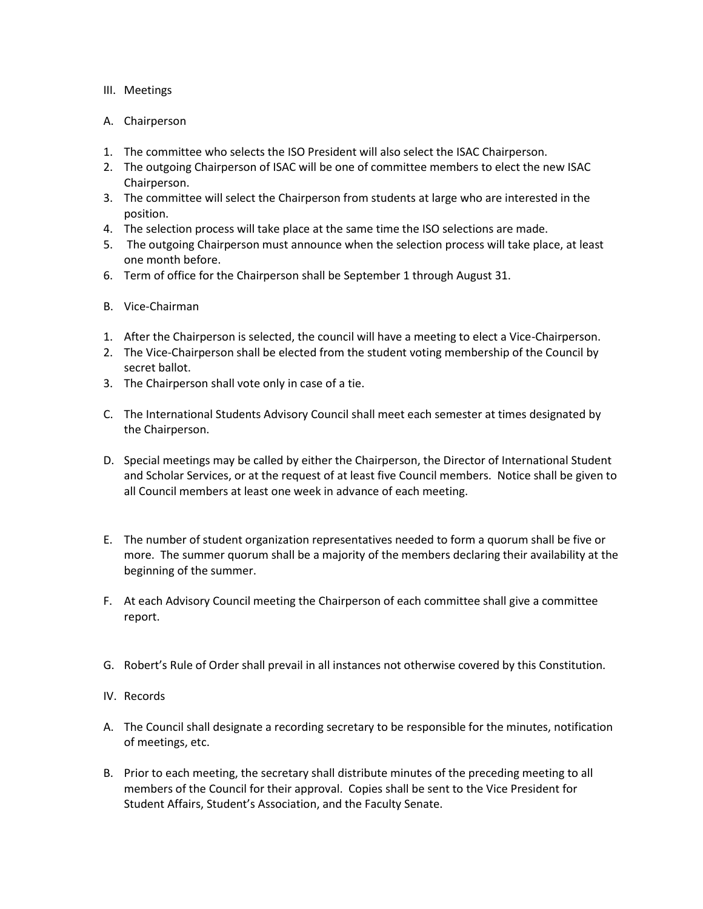## III. Meetings

### A. Chairperson

1. The committee who selects the ISO President will also select the ISAC Chairperson.
2. The outgoing Chairperson of ISAC will be one of committee members to elect the new ISAC Chairperson.
3. The committee will select the Chairperson from students at large who are interested in the position.
4. The selection process will take place at the same time the ISO selections are made.
5. The outgoing Chairperson must announce when the selection process will take place, at least one month before.
6. Term of office for the Chairperson shall be September 1 through August 31.

### B. Vice-Chairman

1. After the Chairperson is selected, the council will have a meeting to elect a Vice-Chairperson.
2. The Vice-Chairperson shall be elected from the student voting membership of the Council by secret ballot.
3. The Chairperson shall vote only in case of a tie.

C. The International Students Advisory Council shall meet each semester at times designated by the Chairperson.

D. Special meetings may be called by either the Chairperson, the Director of International Student and Scholar Services, or at the request of at least five Council members. Notice shall be given to all Council members at least one week in advance of each meeting.

E. The number of student organization representatives needed to form a quorum shall be five or more. The summer quorum shall be a majority of the members declaring their availability at the beginning of the summer.

F. At each Advisory Council meeting the Chairperson of each committee shall give a committee report.

G. Robert's Rule of Order shall prevail in all instances not otherwise covered by this Constitution.

## IV. Records

A. The Council shall designate a recording secretary to be responsible for the minutes, notification of meetings, etc.

B. Prior to each meeting, the secretary shall distribute minutes of the preceding meeting to all members of the Council for their approval. Copies shall be sent to the Vice President for Student Affairs, Student's Association, and the Faculty Senate.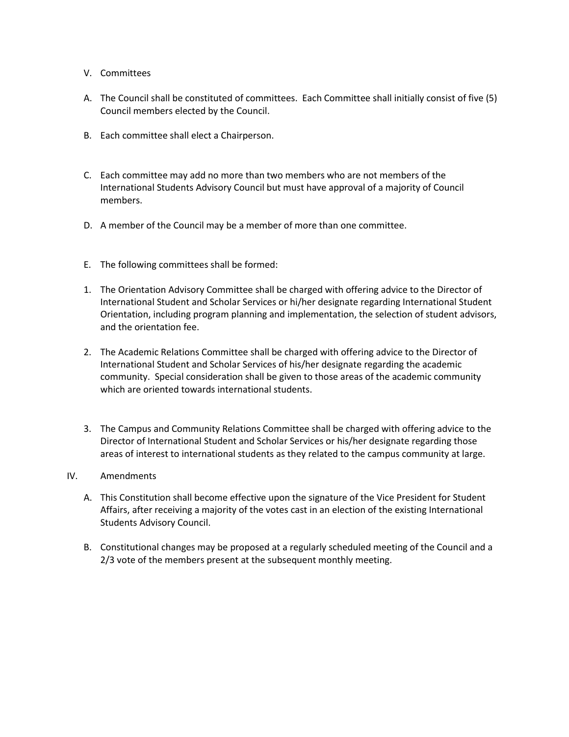V. Committees

A. The Council shall be constituted of committees. Each Committee shall initially consist of five (5) Council members elected by the Council.

B. Each committee shall elect a Chairperson.

C. Each committee may add no more than two members who are not members of the International Students Advisory Council but must have approval of a majority of Council members.

D. A member of the Council may be a member of more than one committee.

E. The following committees shall be formed:

1. The Orientation Advisory Committee shall be charged with offering advice to the Director of International Student and Scholar Services or hi/her designate regarding International Student Orientation, including program planning and implementation, the selection of student advisors, and the orientation fee.

2. The Academic Relations Committee shall be charged with offering advice to the Director of International Student and Scholar Services of his/her designate regarding the academic community. Special consideration shall be given to those areas of the academic community which are oriented towards international students.

3. The Campus and Community Relations Committee shall be charged with offering advice to the Director of International Student and Scholar Services or his/her designate regarding those areas of interest to international students as they related to the campus community at large.

IV. Amendments

A. This Constitution shall become effective upon the signature of the Vice President for Student Affairs, after receiving a majority of the votes cast in an election of the existing International Students Advisory Council.

B. Constitutional changes may be proposed at a regularly scheduled meeting of the Council and a 2/3 vote of the members present at the subsequent monthly meeting.